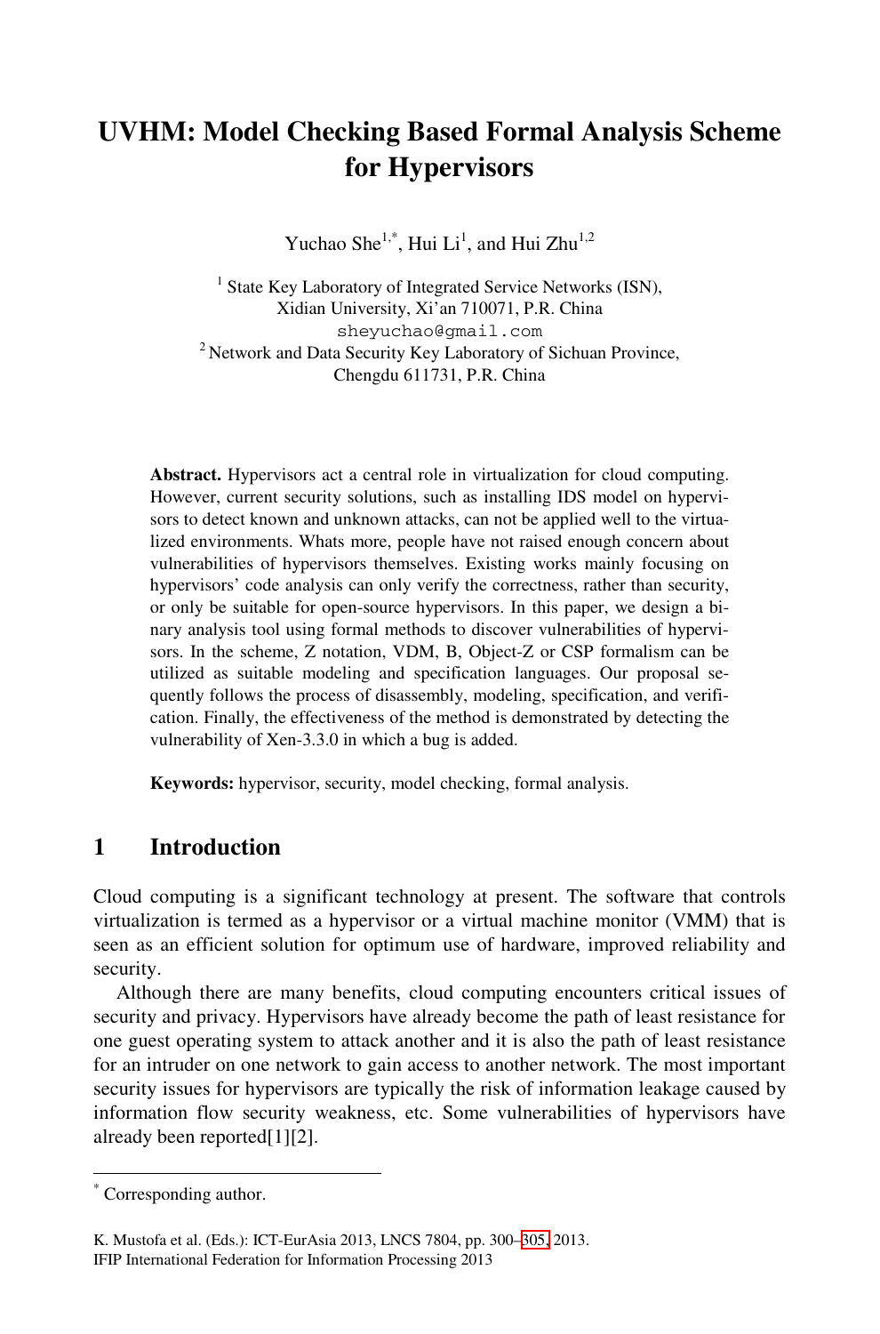// UVHM: Model Checking Based Formal Analysis Scheme for Hypervisors

Yuchao She[1,*], Hui Li[1], and Hui Zhu[1,2]

[1] State Key Laboratory of Integrated Service Networks (ISN), Xidian University, Xi'an 710071, P.R. China
sheyuchao@gmail.com
[2] Network and Data Security Key Laboratory of Sichuan Province, Chengdu 611731, P.R. China

**Abstract.** Hypervisors act a central role in virtualization for cloud computing. However, current security solutions, such as installing IDS model on hypervisors to detect known and unknown attacks, can not be applied well to the virtualized environments. Whats more, people have not raised enough concern about vulnerabilities of hypervisors themselves. Existing works mainly focusing on hypervisors' code analysis can only verify the correctness, rather than security, or only be suitable for open-source hypervisors. In this paper, we design a binary analysis tool using formal methods to discover vulnerabilities of hypervisors. In the scheme, Z notation, VDM, B, Object-Z or CSP formalism can be utilized as suitable modeling and specification languages. Our proposal sequently follows the process of disassembly, modeling, specification, and verification. Finally, the effectiveness of the method is demonstrated by detecting the vulnerability of Xen-3.3.0 in which a bug is added.

**Keywords:** hypervisor, security, model checking, formal analysis.

## 1 Introduction

Cloud computing is a significant technology at present. The software that controls virtualization is termed as a hypervisor or a virtual machine monitor (VMM) that is seen as an efficient solution for optimum use of hardware, improved reliability and security.

Although there are many benefits, cloud computing encounters critical issues of security and privacy. Hypervisors have already become the path of least resistance for one guest operating system to attack another and it is also the path of least resistance for an intruder on one network to gain access to another network. The most important security issues for hypervisors are typically the risk of information leakage caused by information flow security weakness, etc. Some vulnerabilities of hypervisors have already been reported[1][2].

[*] Corresponding author.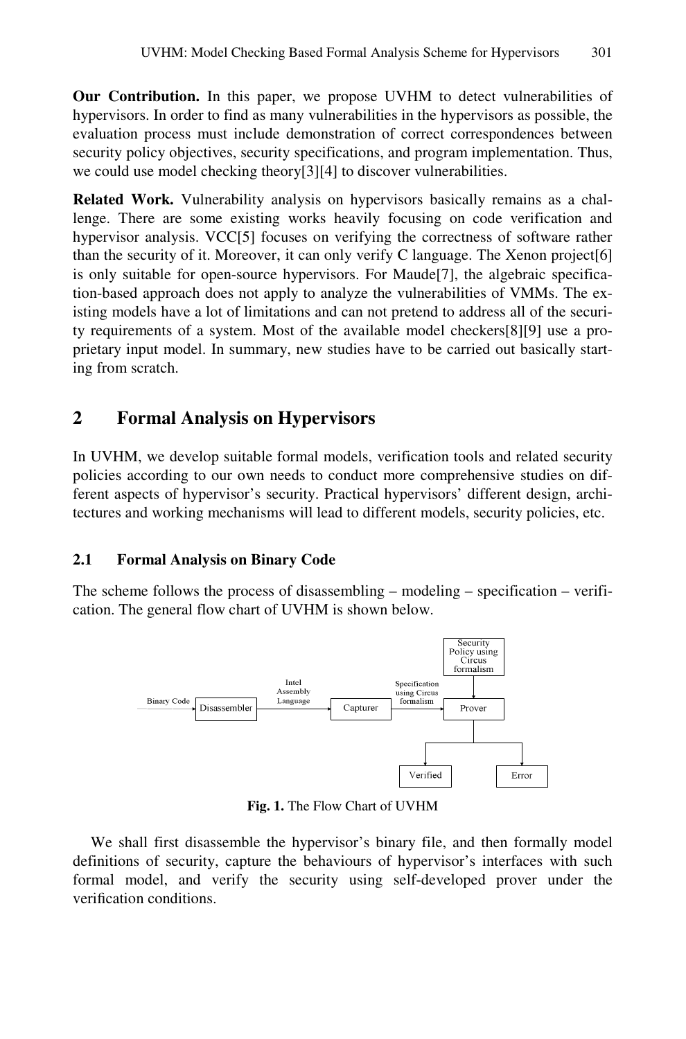**Our Contribution.** In this paper, we propose UVHM to detect vulnerabilities of hypervisors. In order to find as many vulnerabilities in the hypervisors as possible, the evaluation process must include demonstration of correct correspondences between security policy objectives, security specifications, and program implementation. Thus, we could use model checking theory[3][4] to discover vulnerabilities.

**Related Work.** Vulnerability analysis on hypervisors basically remains as a challenge. There are some existing works heavily focusing on code verification and hypervisor analysis. VCC[5] focuses on verifying the correctness of software rather than the security of it. Moreover, it can only verify C language. The Xenon project[6] is only suitable for open-source hypervisors. For Maude[7], the algebraic specification-based approach does not apply to analyze the vulnerabilities of VMMs. The existing models have a lot of limitations and can not pretend to address all of the security requirements of a system. Most of the available model checkers[8][9] use a proprietary input model. In summary, new studies have to be carried out basically starting from scratch.

## 2 Formal Analysis on Hypervisors

In UVHM, we develop suitable formal models, verification tools and related security policies according to our own needs to conduct more comprehensive studies on different aspects of hypervisor's security. Practical hypervisors' different design, architectures and working mechanisms will lead to different models, security policies, etc.

### 2.1 Formal Analysis on Binary Code

The scheme follows the process of disassembling – modeling – specification – verification. The general flow chart of UVHM is shown below.

Binary Code → Disassembler → (Intel Assembly Language) → Capturer → (Specification using Circus formalism) → Prover ← Security Policy using Circus formalism

Prover → Verified / Error

**Fig. 1.** The Flow Chart of UVHM

We shall first disassemble the hypervisor's binary file, and then formally model definitions of security, capture the behaviours of hypervisor's interfaces with such formal model, and verify the security using self-developed prover under the verification conditions.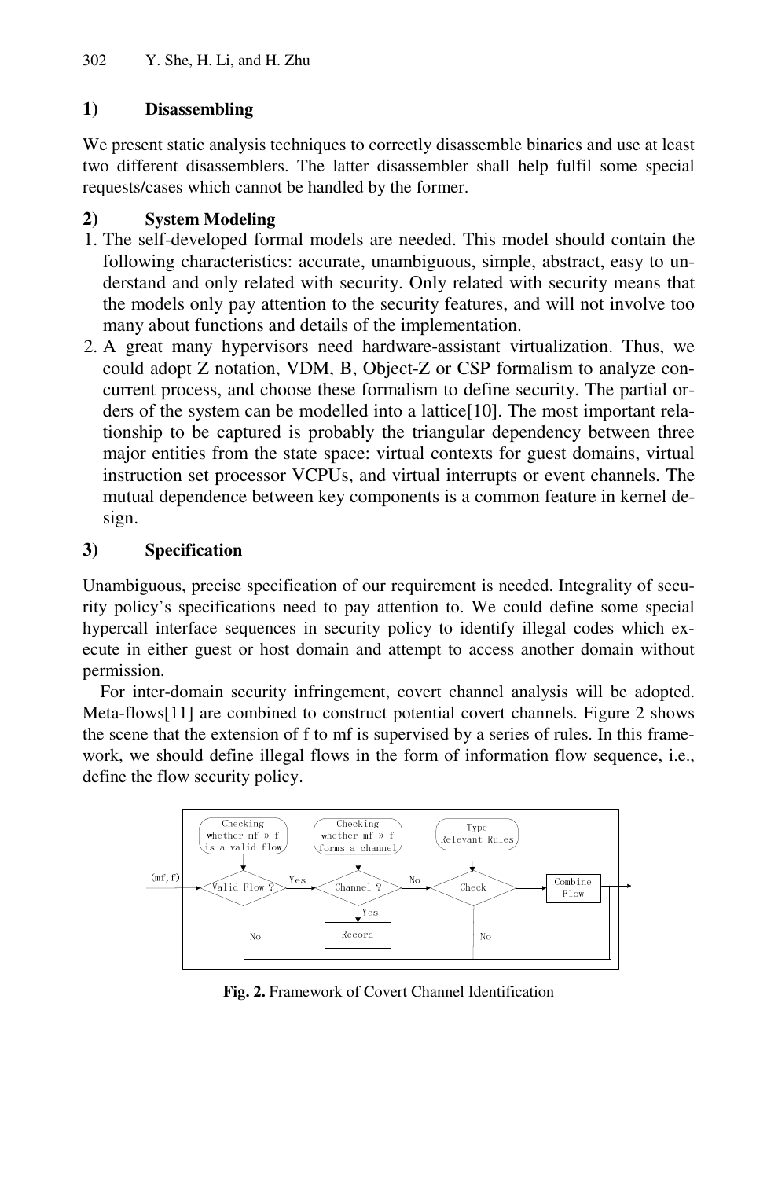### 1) Disassembling

We present static analysis techniques to correctly disassemble binaries and use at least two different disassemblers. The latter disassembler shall help fulfil some special requests/cases which cannot be handled by the former.

### 2) System Modeling

1. The self-developed formal models are needed. This model should contain the following characteristics: accurate, unambiguous, simple, abstract, easy to understand and only related with security. Only related with security means that the models only pay attention to the security features, and will not involve too many about functions and details of the implementation.
2. A great many hypervisors need hardware-assistant virtualization. Thus, we could adopt Z notation, VDM, B, Object-Z or CSP formalism to analyze concurrent process, and choose these formalism to define security. The partial orders of the system can be modelled into a lattice[10]. The most important relationship to be captured is probably the triangular dependency between three major entities from the state space: virtual contexts for guest domains, virtual instruction set processor VCPUs, and virtual interrupts or event channels. The mutual dependence between key components is a common feature in kernel design.

### 3) Specification

Unambiguous, precise specification of our requirement is needed. Integrality of security policy's specifications need to pay attention to. We could define some special hypercall interface sequences in security policy to identify illegal codes which execute in either guest or host domain and attempt to access another domain without permission.

For inter-domain security infringement, covert channel analysis will be adopted. Meta-flows[11] are combined to construct potential covert channels. Figure 2 shows the scene that the extension of f to mf is supervised by a series of rules. In this framework, we should define illegal flows in the form of information flow sequence, i.e., define the flow security policy.

**Fig. 2.** Framework of Covert Channel Identification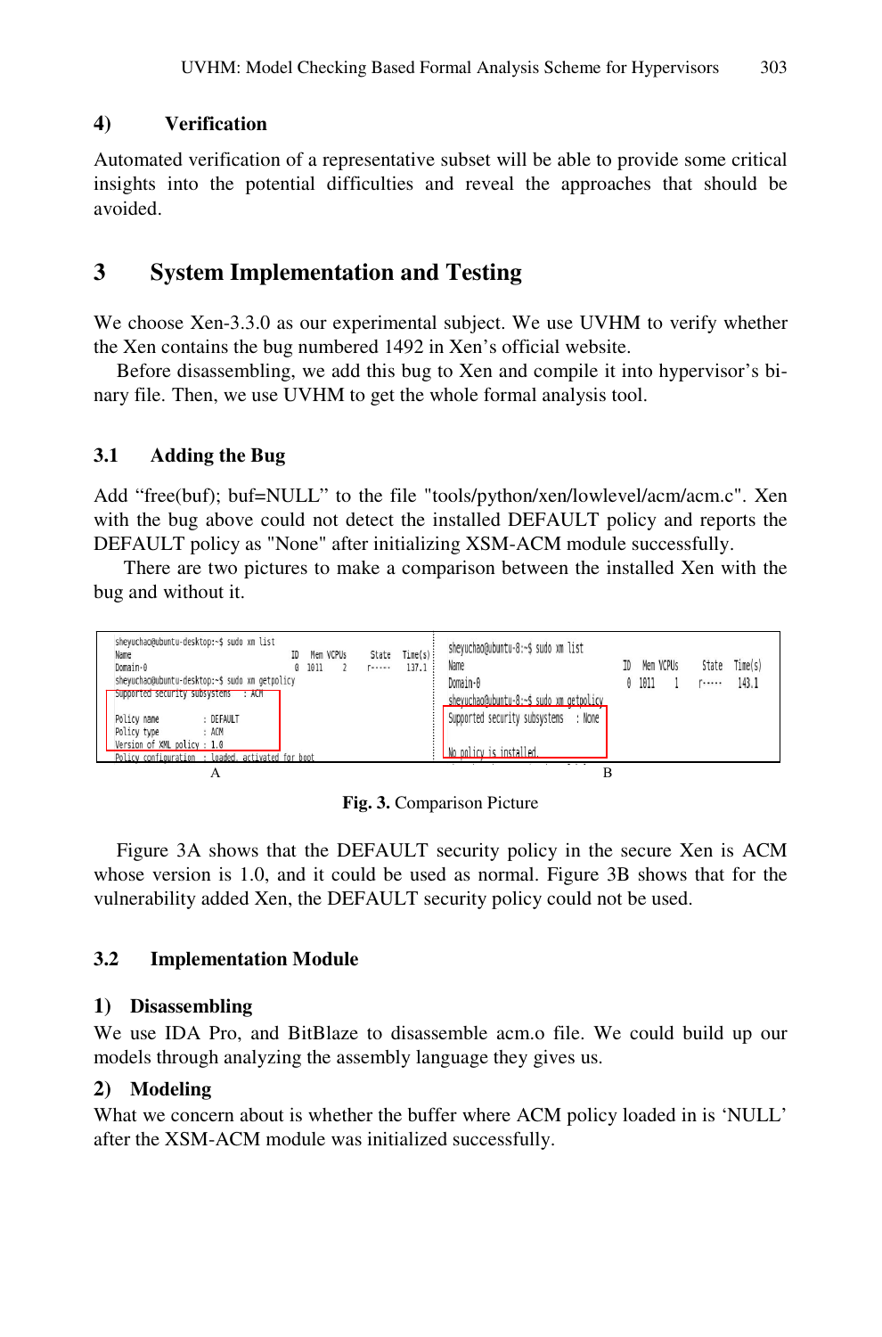#### 4) Verification

Automated verification of a representative subset will be able to provide some critical insights into the potential difficulties and reveal the approaches that should be avoided.

## 3 System Implementation and Testing

We choose Xen-3.3.0 as our experimental subject. We use UVHM to verify whether the Xen contains the bug numbered 1492 in Xen's official website.

Before disassembling, we add this bug to Xen and compile it into hypervisor's binary file. Then, we use UVHM to get the whole formal analysis tool.

### 3.1 Adding the Bug

Add "free(buf); buf=NULL" to the file "tools/python/xen/lowlevel/acm/acm.c". Xen with the bug above could not detect the installed DEFAULT policy and reports the DEFAULT policy as "None" after initializing XSM-ACM module successfully.

There are two pictures to make a comparison between the installed Xen with the bug and without it.

**Fig. 3.** Comparison Picture

Figure 3A shows that the DEFAULT security policy in the secure Xen is ACM whose version is 1.0, and it could be used as normal. Figure 3B shows that for the vulnerability added Xen, the DEFAULT security policy could not be used.

### 3.2 Implementation Module

#### 1) Disassembling

We use IDA Pro, and BitBlaze to disassemble acm.o file. We could build up our models through analyzing the assembly language they gives us.

#### 2) Modeling

What we concern about is whether the buffer where ACM policy loaded in is 'NULL' after the XSM-ACM module was initialized successfully.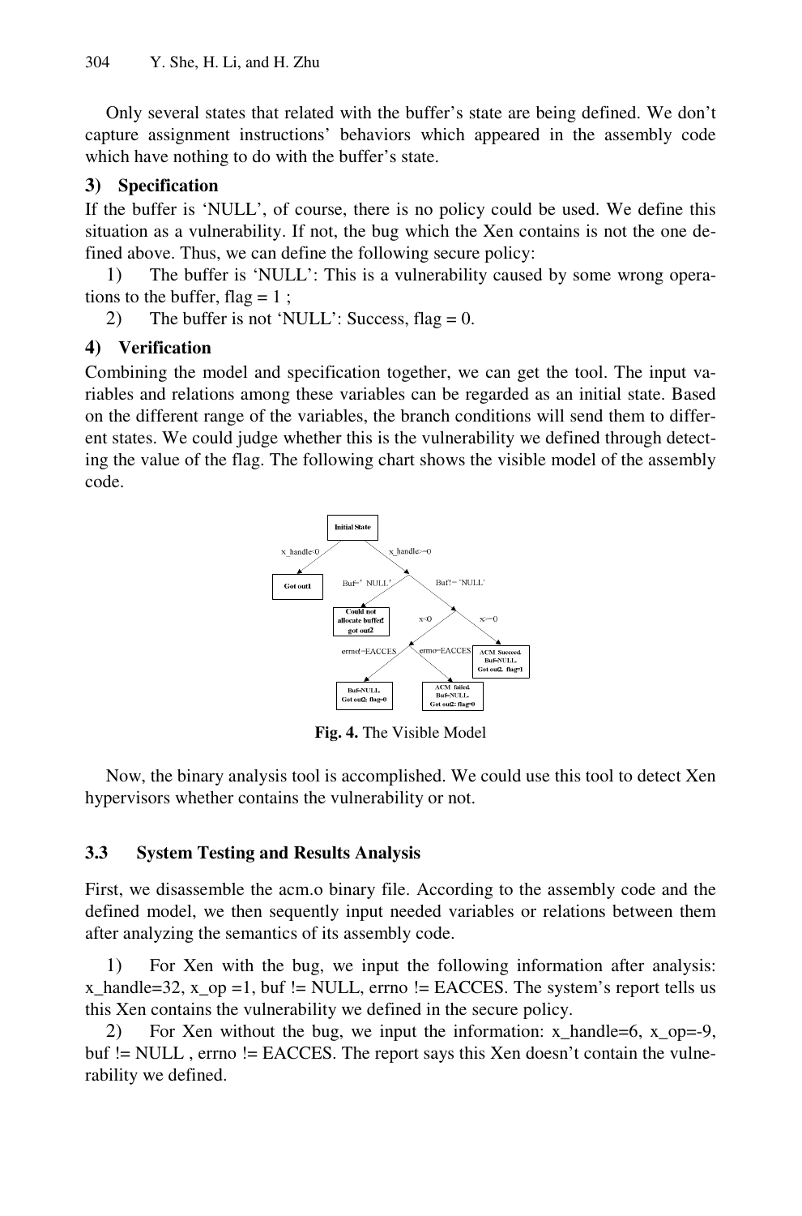Only several states that related with the buffer's state are being defined. We don't capture assignment instructions' behaviors which appeared in the assembly code which have nothing to do with the buffer's state.

### 3) Specification

If the buffer is 'NULL', of course, there is no policy could be used. We define this situation as a vulnerability. If not, the bug which the Xen contains is not the one defined above. Thus, we can define the following secure policy:

1) The buffer is 'NULL': This is a vulnerability caused by some wrong operations to the buffer, flag = 1 ;

2) The buffer is not 'NULL': Success, flag = 0.

### 4) Verification

Combining the model and specification together, we can get the tool. The input variables and relations among these variables can be regarded as an initial state. Based on the different range of the variables, the branch conditions will send them to different states. We could judge whether this is the vulnerability we defined through detecting the value of the flag. The following chart shows the visible model of the assembly code.

**Fig. 4.** The Visible Model

Now, the binary analysis tool is accomplished. We could use this tool to detect Xen hypervisors whether contains the vulnerability or not.

## 3.3 System Testing and Results Analysis

First, we disassemble the acm.o binary file. According to the assembly code and the defined model, we then sequently input needed variables or relations between them after analyzing the semantics of its assembly code.

1) For Xen with the bug, we input the following information after analysis: x_handle=32, x_op =1, buf != NULL, errno != EACCES. The system's report tells us this Xen contains the vulnerability we defined in the secure policy.

2) For Xen without the bug, we input the information: x_handle=6, x_op=-9, buf != NULL , errno != EACCES. The report says this Xen doesn't contain the vulnerability we defined.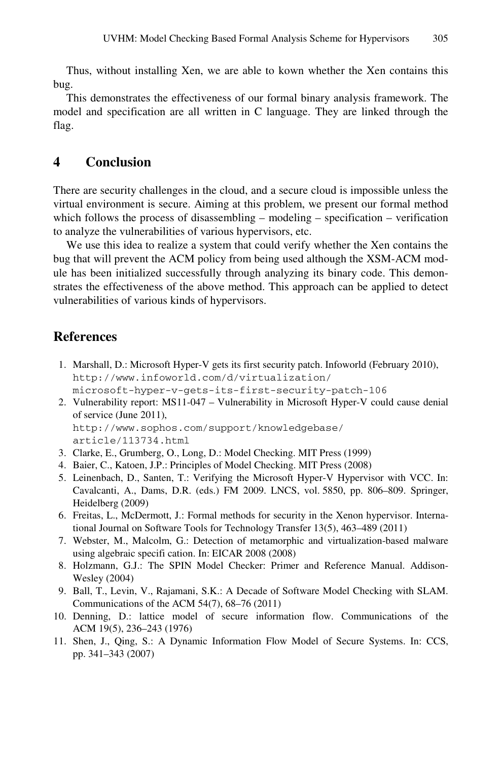Thus, without installing Xen, we are able to kown whether the Xen contains this bug.

This demonstrates the effectiveness of our formal binary analysis framework. The model and specification are all written in C language. They are linked through the flag.

## 4 Conclusion

There are security challenges in the cloud, and a secure cloud is impossible unless the virtual environment is secure. Aiming at this problem, we present our formal method which follows the process of disassembling – modeling – specification – verification to analyze the vulnerabilities of various hypervisors, etc.

We use this idea to realize a system that could verify whether the Xen contains the bug that will prevent the ACM policy from being used although the XSM-ACM module has been initialized successfully through analyzing its binary code. This demonstrates the effectiveness of the above method. This approach can be applied to detect vulnerabilities of various kinds of hypervisors.

## References

1. Marshall, D.: Microsoft Hyper-V gets its first security patch. Infoworld (February 2010), http://www.infoworld.com/d/virtualization/microsoft-hyper-v-gets-its-first-security-patch-106
2. Vulnerability report: MS11-047 – Vulnerability in Microsoft Hyper-V could cause denial of service (June 2011), http://www.sophos.com/support/knowledgebase/article/113734.html
3. Clarke, E., Grumberg, O., Long, D.: Model Checking. MIT Press (1999)
4. Baier, C., Katoen, J.P.: Principles of Model Checking. MIT Press (2008)
5. Leinenbach, D., Santen, T.: Verifying the Microsoft Hyper-V Hypervisor with VCC. In: Cavalcanti, A., Dams, D.R. (eds.) FM 2009. LNCS, vol. 5850, pp. 806–809. Springer, Heidelberg (2009)
6. Freitas, L., McDermott, J.: Formal methods for security in the Xenon hypervisor. International Journal on Software Tools for Technology Transfer 13(5), 463–489 (2011)
7. Webster, M., Malcolm, G.: Detection of metamorphic and virtualization-based malware using algebraic specifi cation. In: EICAR 2008 (2008)
8. Holzmann, G.J.: The SPIN Model Checker: Primer and Reference Manual. Addison-Wesley (2004)
9. Ball, T., Levin, V., Rajamani, S.K.: A Decade of Software Model Checking with SLAM. Communications of the ACM 54(7), 68–76 (2011)
10. Denning, D.: lattice model of secure information flow. Communications of the ACM 19(5), 236–243 (1976)
11. Shen, J., Qing, S.: A Dynamic Information Flow Model of Secure Systems. In: CCS, pp. 341–343 (2007)